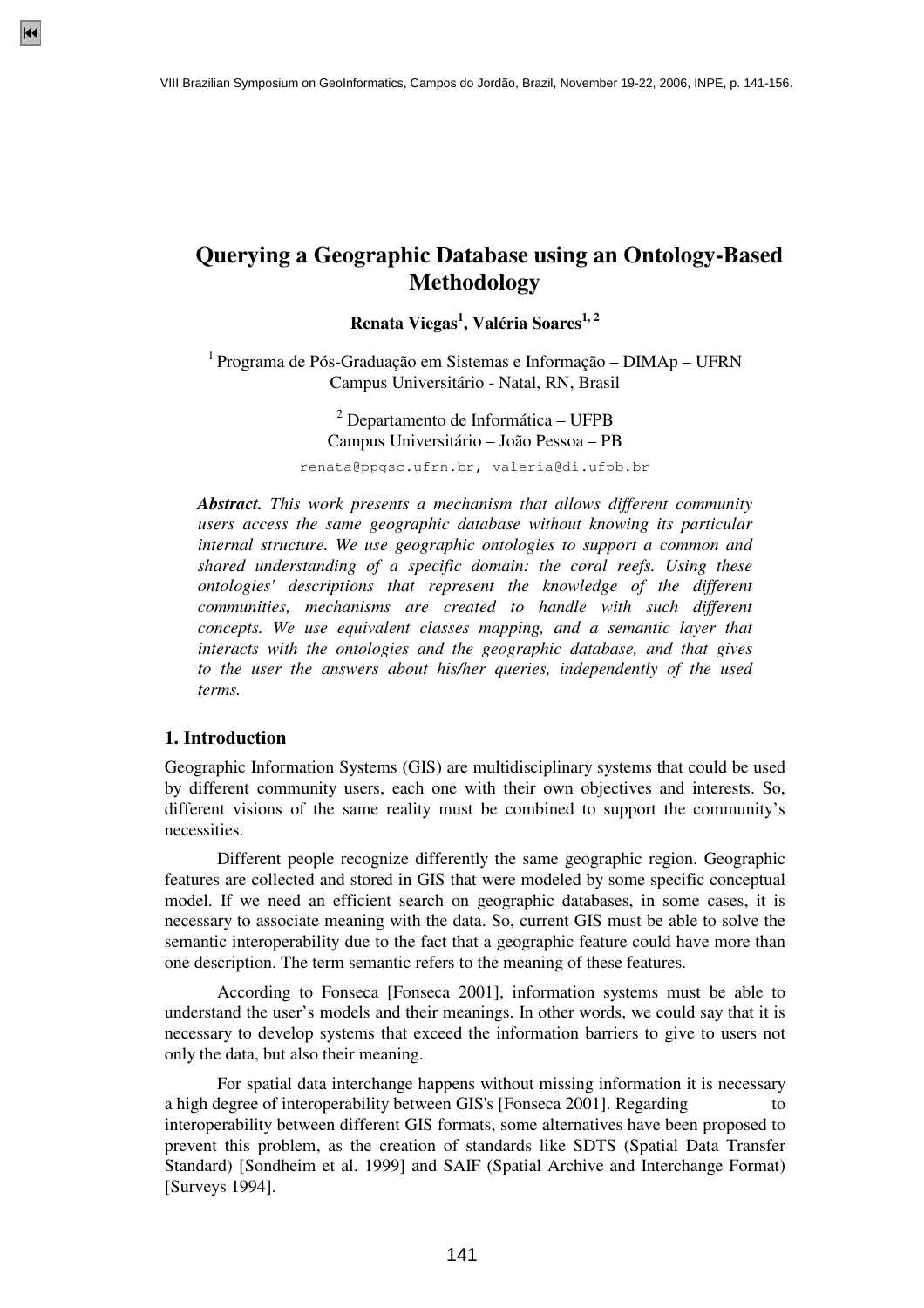# Querying a Geographic Database using an Ontology-Based Methodology

**Renata Viegas[1], Valéria Soares[1, 2]**

[1] Programa de Pós-Graduação em Sistemas e Informação – DIMAp – UFRN
Campus Universitário - Natal, RN, Brasil

[2] Departamento de Informática – UFPB
Campus Universitário – João Pessoa – PB

renata@ppgsc.ufrn.br, valeria@di.ufpb.br

***Abstract.*** *This work presents a mechanism that allows different community users access the same geographic database without knowing its particular internal structure. We use geographic ontologies to support a common and shared understanding of a specific domain: the coral reefs. Using these ontologies' descriptions that represent the knowledge of the different communities, mechanisms are created to handle with such different concepts. We use equivalent classes mapping, and a semantic layer that interacts with the ontologies and the geographic database, and that gives to the user the answers about his/her queries, independently of the used terms.*

## 1. Introduction

Geographic Information Systems (GIS) are multidisciplinary systems that could be used by different community users, each one with their own objectives and interests. So, different visions of the same reality must be combined to support the community's necessities.

Different people recognize differently the same geographic region. Geographic features are collected and stored in GIS that were modeled by some specific conceptual model. If we need an efficient search on geographic databases, in some cases, it is necessary to associate meaning with the data. So, current GIS must be able to solve the semantic interoperability due to the fact that a geographic feature could have more than one description. The term semantic refers to the meaning of these features.

According to Fonseca [Fonseca 2001], information systems must be able to understand the user's models and their meanings. In other words, we could say that it is necessary to develop systems that exceed the information barriers to give to users not only the data, but also their meaning.

For spatial data interchange happens without missing information it is necessary a high degree of interoperability between GIS's [Fonseca 2001]. Regarding to interoperability between different GIS formats, some alternatives have been proposed to prevent this problem, as the creation of standards like SDTS (Spatial Data Transfer Standard) [Sondheim et al. 1999] and SAIF (Spatial Archive and Interchange Format) [Surveys 1994].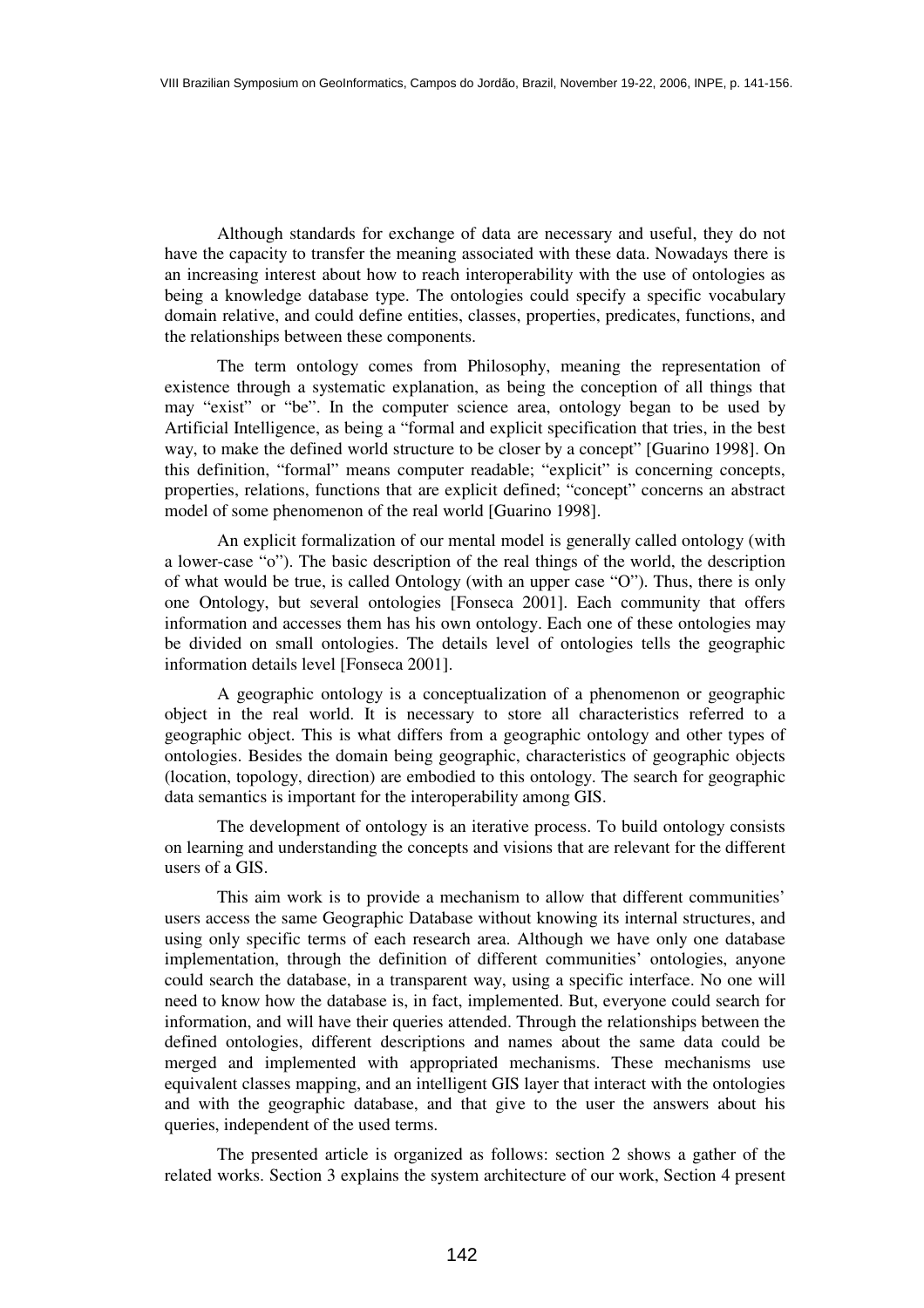Although standards for exchange of data are necessary and useful, they do not have the capacity to transfer the meaning associated with these data. Nowadays there is an increasing interest about how to reach interoperability with the use of ontologies as being a knowledge database type. The ontologies could specify a specific vocabulary domain relative, and could define entities, classes, properties, predicates, functions, and the relationships between these components.

The term ontology comes from Philosophy, meaning the representation of existence through a systematic explanation, as being the conception of all things that may "exist" or "be". In the computer science area, ontology began to be used by Artificial Intelligence, as being a "formal and explicit specification that tries, in the best way, to make the defined world structure to be closer by a concept" [Guarino 1998]. On this definition, "formal" means computer readable; "explicit" is concerning concepts, properties, relations, functions that are explicit defined; "concept" concerns an abstract model of some phenomenon of the real world [Guarino 1998].

An explicit formalization of our mental model is generally called ontology (with a lower-case "o"). The basic description of the real things of the world, the description of what would be true, is called Ontology (with an upper case "O"). Thus, there is only one Ontology, but several ontologies [Fonseca 2001]. Each community that offers information and accesses them has his own ontology. Each one of these ontologies may be divided on small ontologies. The details level of ontologies tells the geographic information details level [Fonseca 2001].

A geographic ontology is a conceptualization of a phenomenon or geographic object in the real world. It is necessary to store all characteristics referred to a geographic object. This is what differs from a geographic ontology and other types of ontologies. Besides the domain being geographic, characteristics of geographic objects (location, topology, direction) are embodied to this ontology. The search for geographic data semantics is important for the interoperability among GIS.

The development of ontology is an iterative process. To build ontology consists on learning and understanding the concepts and visions that are relevant for the different users of a GIS.

This aim work is to provide a mechanism to allow that different communities' users access the same Geographic Database without knowing its internal structures, and using only specific terms of each research area. Although we have only one database implementation, through the definition of different communities' ontologies, anyone could search the database, in a transparent way, using a specific interface. No one will need to know how the database is, in fact, implemented. But, everyone could search for information, and will have their queries attended. Through the relationships between the defined ontologies, different descriptions and names about the same data could be merged and implemented with appropriated mechanisms. These mechanisms use equivalent classes mapping, and an intelligent GIS layer that interact with the ontologies and with the geographic database, and that give to the user the answers about his queries, independent of the used terms.

The presented article is organized as follows: section 2 shows a gather of the related works. Section 3 explains the system architecture of our work, Section 4 present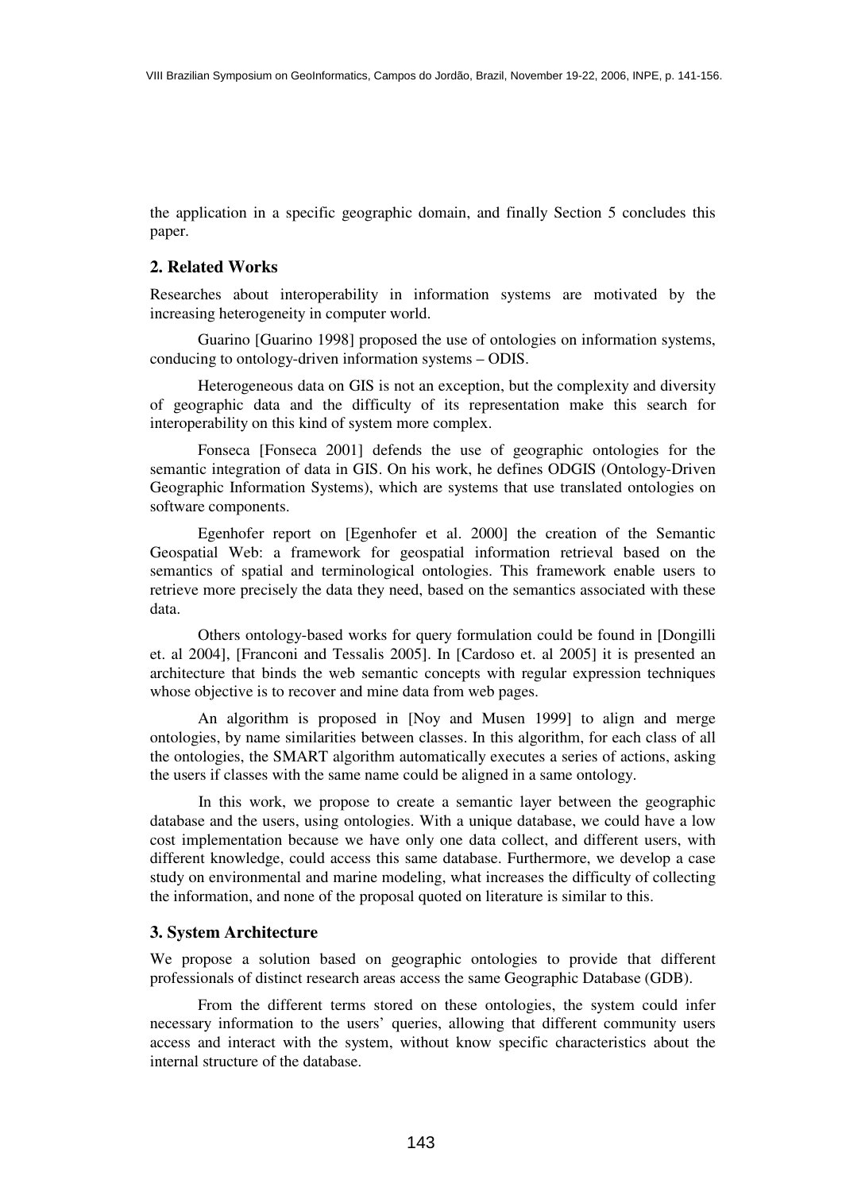the application in a specific geographic domain, and finally Section 5 concludes this paper.

## 2. Related Works

Researches about interoperability in information systems are motivated by the increasing heterogeneity in computer world.

Guarino [Guarino 1998] proposed the use of ontologies on information systems, conducing to ontology-driven information systems – ODIS.

Heterogeneous data on GIS is not an exception, but the complexity and diversity of geographic data and the difficulty of its representation make this search for interoperability on this kind of system more complex.

Fonseca [Fonseca 2001] defends the use of geographic ontologies for the semantic integration of data in GIS. On his work, he defines ODGIS (Ontology-Driven Geographic Information Systems), which are systems that use translated ontologies on software components.

Egenhofer report on [Egenhofer et al. 2000] the creation of the Semantic Geospatial Web: a framework for geospatial information retrieval based on the semantics of spatial and terminological ontologies. This framework enable users to retrieve more precisely the data they need, based on the semantics associated with these data.

Others ontology-based works for query formulation could be found in [Dongilli et. al 2004], [Franconi and Tessalis 2005]. In [Cardoso et. al 2005] it is presented an architecture that binds the web semantic concepts with regular expression techniques whose objective is to recover and mine data from web pages.

An algorithm is proposed in [Noy and Musen 1999] to align and merge ontologies, by name similarities between classes. In this algorithm, for each class of all the ontologies, the SMART algorithm automatically executes a series of actions, asking the users if classes with the same name could be aligned in a same ontology.

In this work, we propose to create a semantic layer between the geographic database and the users, using ontologies. With a unique database, we could have a low cost implementation because we have only one data collect, and different users, with different knowledge, could access this same database. Furthermore, we develop a case study on environmental and marine modeling, what increases the difficulty of collecting the information, and none of the proposal quoted on literature is similar to this.

## 3. System Architecture

We propose a solution based on geographic ontologies to provide that different professionals of distinct research areas access the same Geographic Database (GDB).

From the different terms stored on these ontologies, the system could infer necessary information to the users' queries, allowing that different community users access and interact with the system, without know specific characteristics about the internal structure of the database.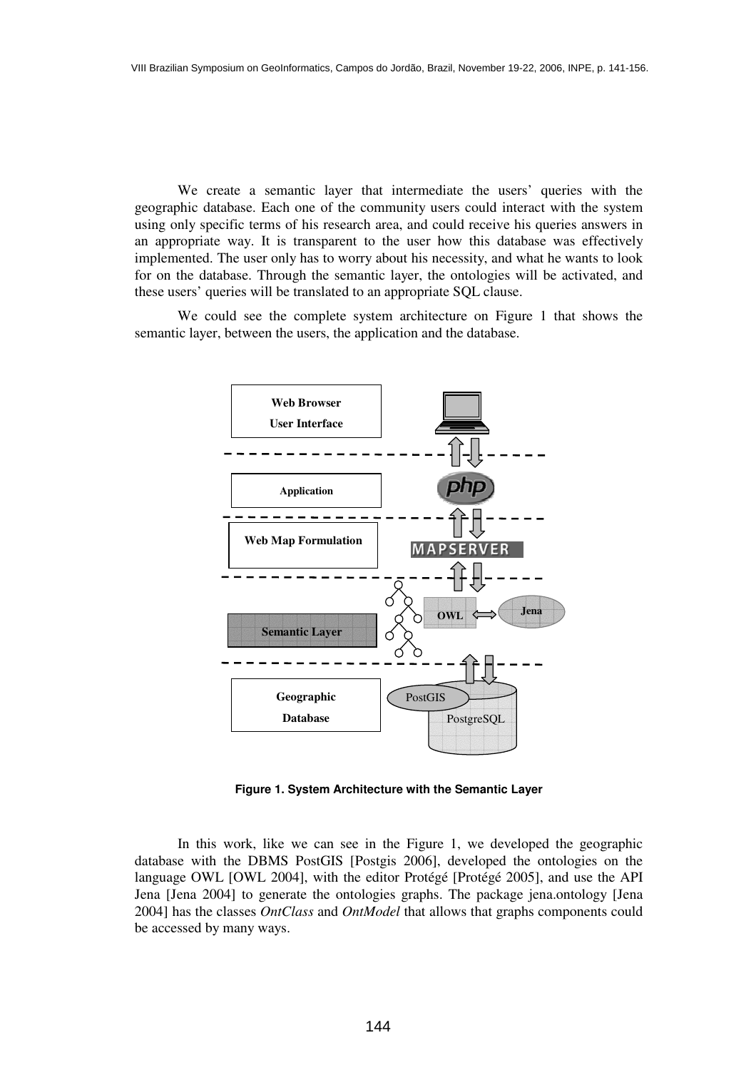We create a semantic layer that intermediate the users' queries with the geographic database. Each one of the community users could interact with the system using only specific terms of his research area, and could receive his queries answers in an appropriate way. It is transparent to the user how this database was effectively implemented. The user only has to worry about his necessity, and what he wants to look for on the database. Through the semantic layer, the ontologies will be activated, and these users' queries will be translated to an appropriate SQL clause.

We could see the complete system architecture on Figure 1 that shows the semantic layer, between the users, the application and the database.

Figure 1. System Architecture with the Semantic Layer

In this work, like we can see in the Figure 1, we developed the geographic database with the DBMS PostGIS [Postgis 2006], developed the ontologies on the language OWL [OWL 2004], with the editor Protégé [Protégé 2005], and use the API Jena [Jena 2004] to generate the ontologies graphs. The package jena.ontology [Jena 2004] has the classes *OntClass* and *OntModel* that allows that graphs components could be accessed by many ways.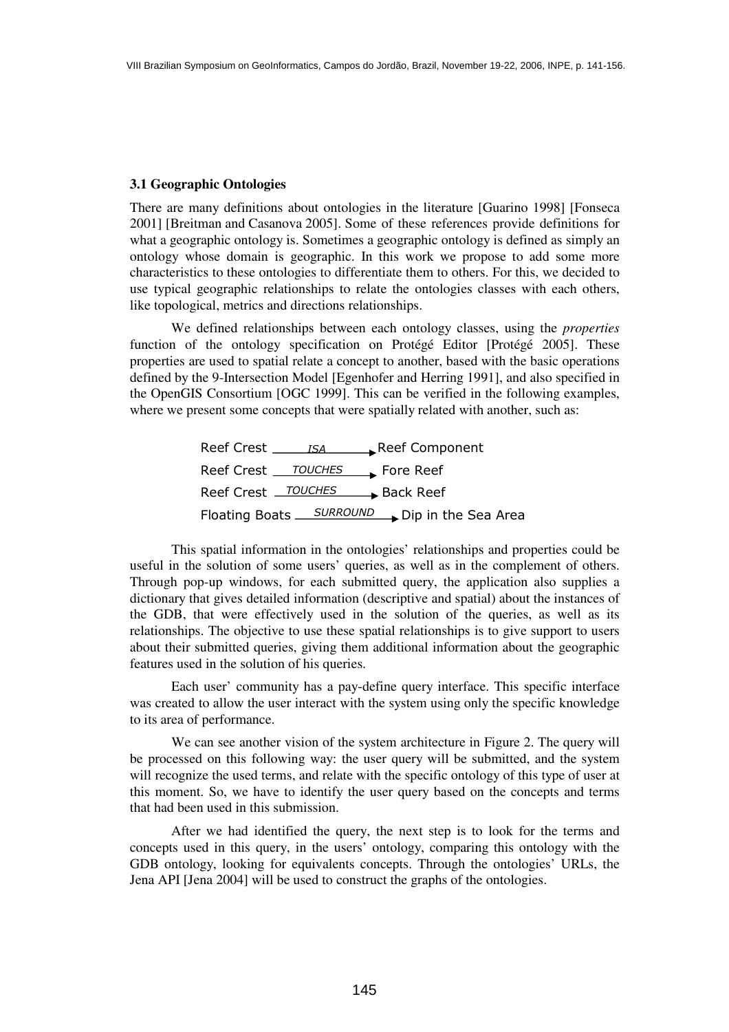### 3.1 Geographic Ontologies

There are many definitions about ontologies in the literature [Guarino 1998] [Fonseca 2001] [Breitman and Casanova 2005]. Some of these references provide definitions for what a geographic ontology is. Sometimes a geographic ontology is defined as simply an ontology whose domain is geographic. In this work we propose to add some more characteristics to these ontologies to differentiate them to others. For this, we decided to use typical geographic relationships to relate the ontologies classes with each others, like topological, metrics and directions relationships.

We defined relationships between each ontology classes, using the *properties* function of the ontology specification on Protégé Editor [Protégé 2005]. These properties are used to spatial relate a concept to another, based with the basic operations defined by the 9-Intersection Model [Egenhofer and Herring 1991], and also specified in the OpenGIS Consortium [OGC 1999]. This can be verified in the following examples, where we present some concepts that were spatially related with another, such as:

Reef Crest —*ISA*→ Reef Component
Reef Crest —*TOUCHES*→ Fore Reef
Reef Crest —*TOUCHES*→ Back Reef
Floating Boats —*SURROUND*→ Dip in the Sea Area

This spatial information in the ontologies' relationships and properties could be useful in the solution of some users' queries, as well as in the complement of others. Through pop-up windows, for each submitted query, the application also supplies a dictionary that gives detailed information (descriptive and spatial) about the instances of the GDB, that were effectively used in the solution of the queries, as well as its relationships. The objective to use these spatial relationships is to give support to users about their submitted queries, giving them additional information about the geographic features used in the solution of his queries.

Each user' community has a pay-define query interface. This specific interface was created to allow the user interact with the system using only the specific knowledge to its area of performance.

We can see another vision of the system architecture in Figure 2. The query will be processed on this following way: the user query will be submitted, and the system will recognize the used terms, and relate with the specific ontology of this type of user at this moment. So, we have to identify the user query based on the concepts and terms that had been used in this submission.

After we had identified the query, the next step is to look for the terms and concepts used in this query, in the users' ontology, comparing this ontology with the GDB ontology, looking for equivalents concepts. Through the ontologies' URLs, the Jena API [Jena 2004] will be used to construct the graphs of the ontologies.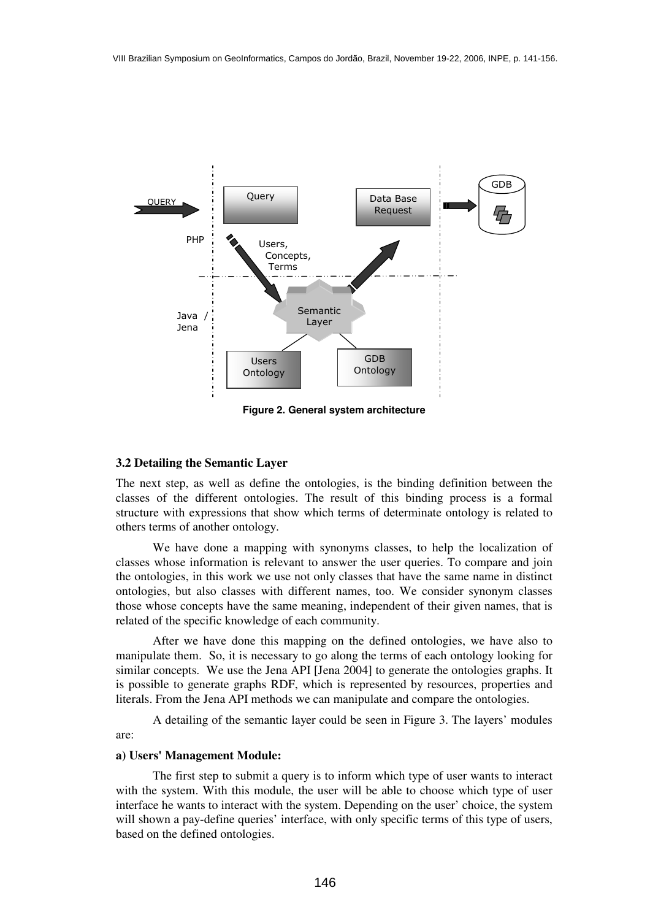QUERY

Query

Data Base Request

GDB

PHP

Users, Concepts, Terms

Java / Jena

Semantic Layer

Users Ontology

GDB Ontology

**Figure 2. General system architecture**

### 3.2 Detailing the Semantic Layer

The next step, as well as define the ontologies, is the binding definition between the classes of the different ontologies. The result of this binding process is a formal structure with expressions that show which terms of determinate ontology is related to others terms of another ontology.

We have done a mapping with synonyms classes, to help the localization of classes whose information is relevant to answer the user queries. To compare and join the ontologies, in this work we use not only classes that have the same name in distinct ontologies, but also classes with different names, too. We consider synonym classes those whose concepts have the same meaning, independent of their given names, that is related of the specific knowledge of each community.

After we have done this mapping on the defined ontologies, we have also to manipulate them. So, it is necessary to go along the terms of each ontology looking for similar concepts. We use the Jena API [Jena 2004] to generate the ontologies graphs. It is possible to generate graphs RDF, which is represented by resources, properties and literals. From the Jena API methods we can manipulate and compare the ontologies.

A detailing of the semantic layer could be seen in Figure 3. The layers' modules are:

**a) Users' Management Module:**

The first step to submit a query is to inform which type of user wants to interact with the system. With this module, the user will be able to choose which type of user interface he wants to interact with the system. Depending on the user' choice, the system will shown a pay-define queries' interface, with only specific terms of this type of users, based on the defined ontologies.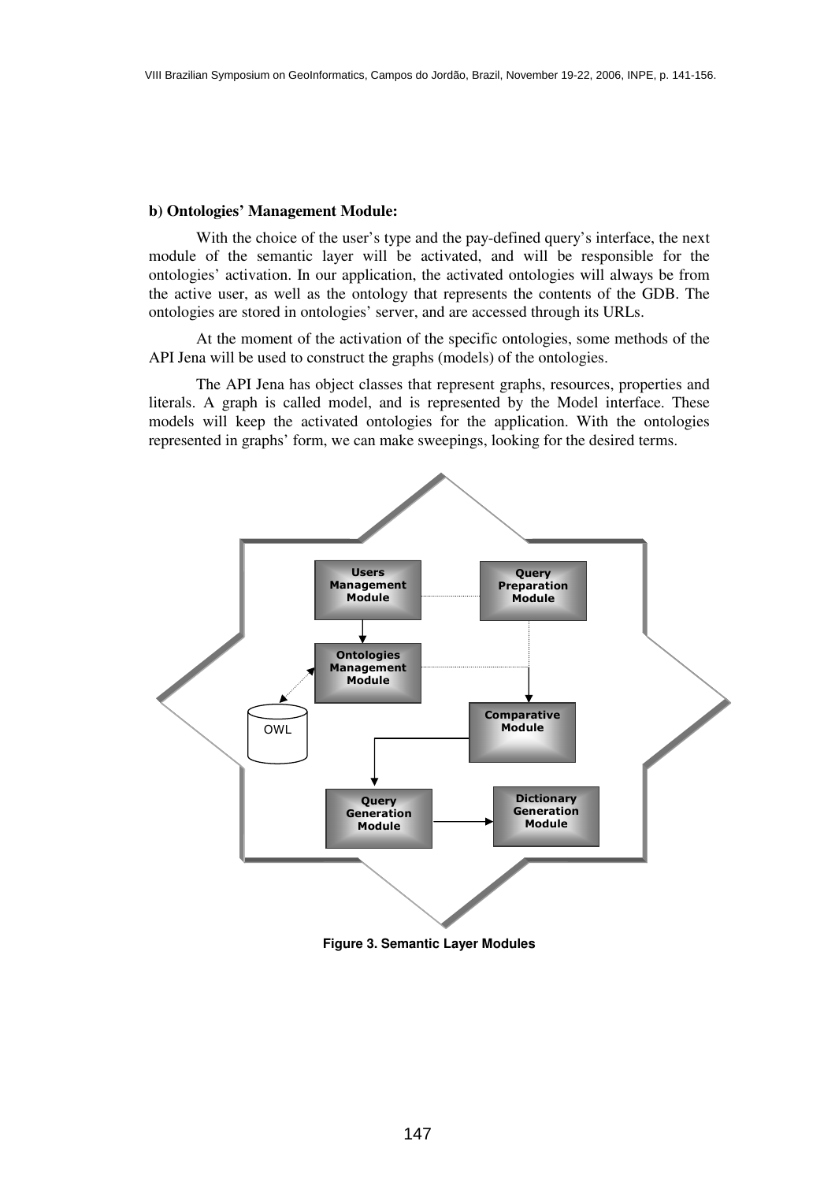**b) Ontologies' Management Module:**

With the choice of the user's type and the pay-defined query's interface, the next module of the semantic layer will be activated, and will be responsible for the ontologies' activation. In our application, the activated ontologies will always be from the active user, as well as the ontology that represents the contents of the GDB. The ontologies are stored in ontologies' server, and are accessed through its URLs.

At the moment of the activation of the specific ontologies, some methods of the API Jena will be used to construct the graphs (models) of the ontologies.

The API Jena has object classes that represent graphs, resources, properties and literals. A graph is called model, and is represented by the Model interface. These models will keep the activated ontologies for the application. With the ontologies represented in graphs' form, we can make sweepings, looking for the desired terms.

**Figure 3. Semantic Layer Modules**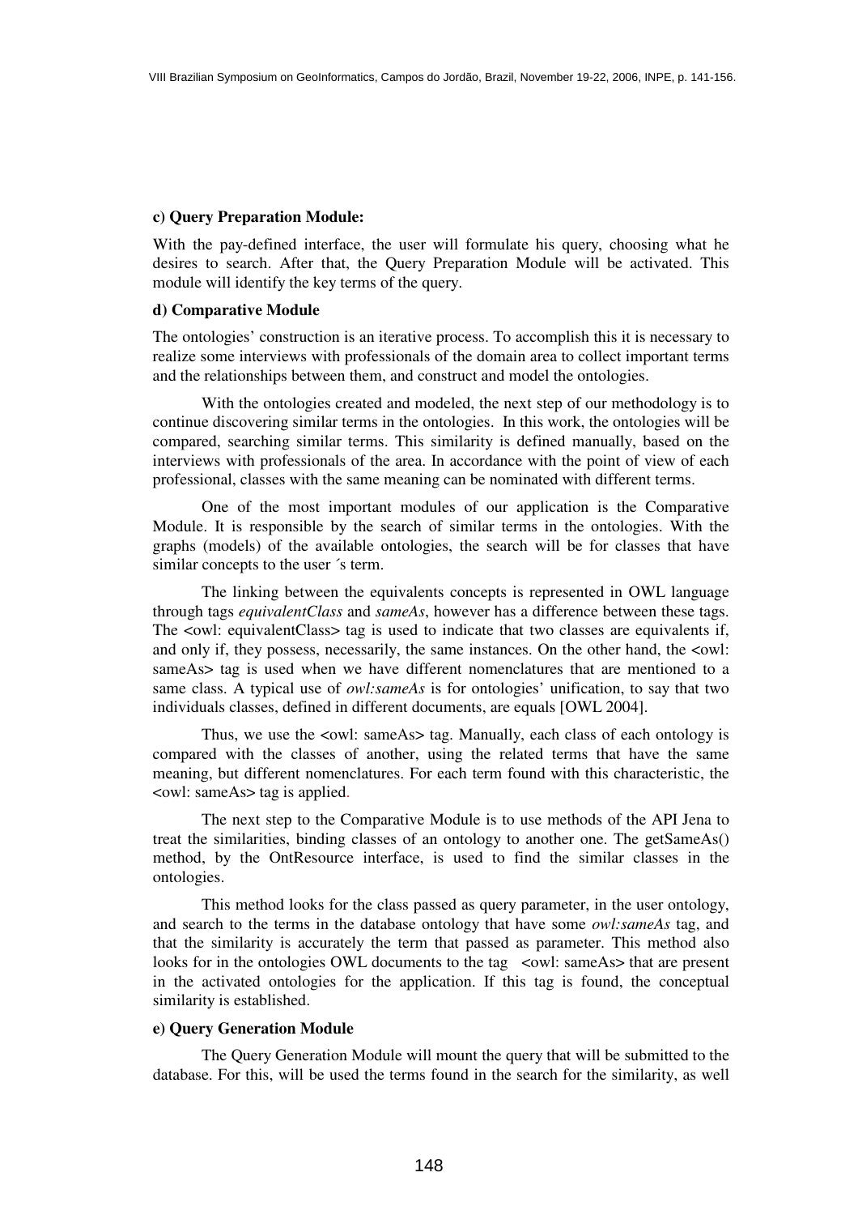**c) Query Preparation Module:**

With the pay-defined interface, the user will formulate his query, choosing what he desires to search. After that, the Query Preparation Module will be activated. This module will identify the key terms of the query.

**d) Comparative Module**

The ontologies' construction is an iterative process. To accomplish this it is necessary to realize some interviews with professionals of the domain area to collect important terms and the relationships between them, and construct and model the ontologies.

With the ontologies created and modeled, the next step of our methodology is to continue discovering similar terms in the ontologies. In this work, the ontologies will be compared, searching similar terms. This similarity is defined manually, based on the interviews with professionals of the area. In accordance with the point of view of each professional, classes with the same meaning can be nominated with different terms.

One of the most important modules of our application is the Comparative Module. It is responsible by the search of similar terms in the ontologies. With the graphs (models) of the available ontologies, the search will be for classes that have similar concepts to the user ´s term.

The linking between the equivalents concepts is represented in OWL language through tags *equivalentClass* and *sameAs*, however has a difference between these tags. The <owl: equivalentClass> tag is used to indicate that two classes are equivalents if, and only if, they possess, necessarily, the same instances. On the other hand, the <owl: sameAs> tag is used when we have different nomenclatures that are mentioned to a same class. A typical use of *owl:sameAs* is for ontologies' unification, to say that two individuals classes, defined in different documents, are equals [OWL 2004].

Thus, we use the <owl: sameAs> tag. Manually, each class of each ontology is compared with the classes of another, using the related terms that have the same meaning, but different nomenclatures. For each term found with this characteristic, the <owl: sameAs> tag is applied.

The next step to the Comparative Module is to use methods of the API Jena to treat the similarities, binding classes of an ontology to another one. The getSameAs() method, by the OntResource interface, is used to find the similar classes in the ontologies.

This method looks for the class passed as query parameter, in the user ontology, and search to the terms in the database ontology that have some *owl:sameAs* tag, and that the similarity is accurately the term that passed as parameter. This method also looks for in the ontologies OWL documents to the tag <owl: sameAs> that are present in the activated ontologies for the application. If this tag is found, the conceptual similarity is established.

**e) Query Generation Module**

The Query Generation Module will mount the query that will be submitted to the database. For this, will be used the terms found in the search for the similarity, as well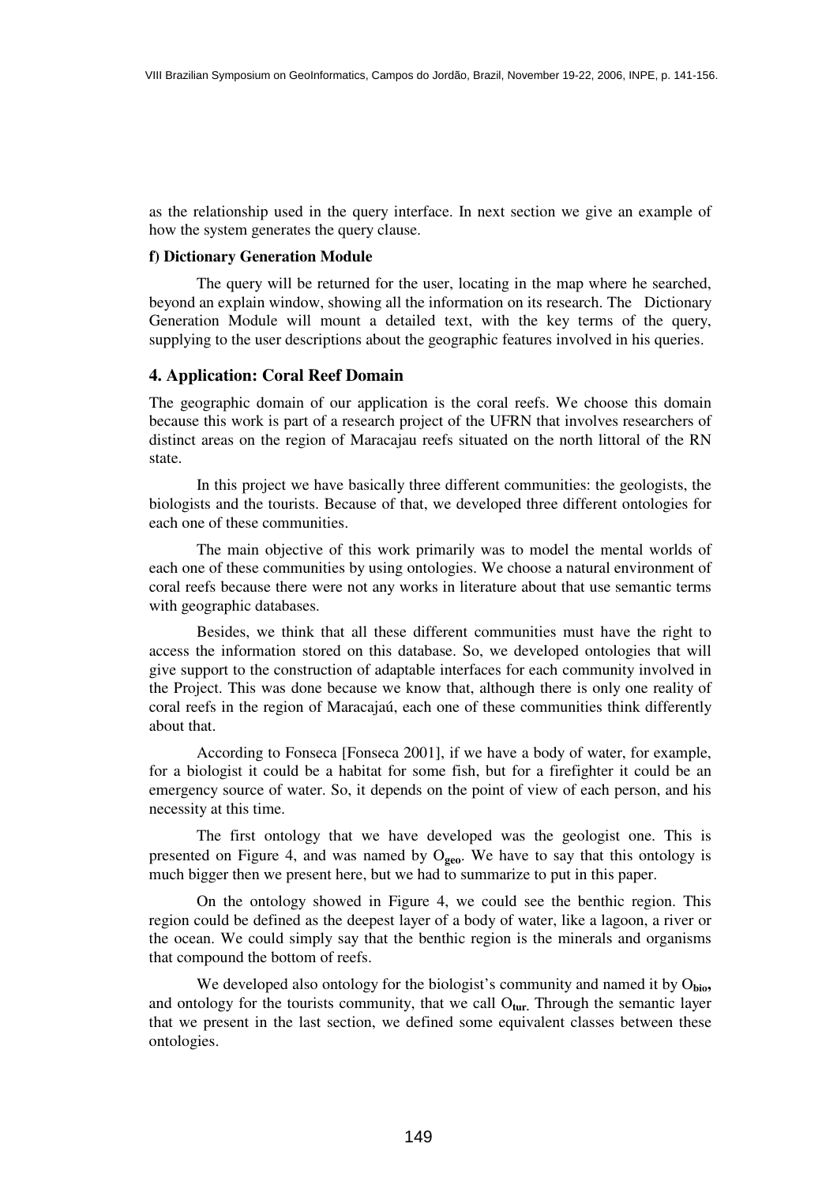as the relationship used in the query interface. In next section we give an example of how the system generates the query clause.

#### f) Dictionary Generation Module

The query will be returned for the user, locating in the map where he searched, beyond an explain window, showing all the information on its research. The Dictionary Generation Module will mount a detailed text, with the key terms of the query, supplying to the user descriptions about the geographic features involved in his queries.

## 4. Application: Coral Reef Domain

The geographic domain of our application is the coral reefs. We choose this domain because this work is part of a research project of the UFRN that involves researchers of distinct areas on the region of Maracajau reefs situated on the north littoral of the RN state.

In this project we have basically three different communities: the geologists, the biologists and the tourists. Because of that, we developed three different ontologies for each one of these communities.

The main objective of this work primarily was to model the mental worlds of each one of these communities by using ontologies. We choose a natural environment of coral reefs because there were not any works in literature about that use semantic terms with geographic databases.

Besides, we think that all these different communities must have the right to access the information stored on this database. So, we developed ontologies that will give support to the construction of adaptable interfaces for each community involved in the Project. This was done because we know that, although there is only one reality of coral reefs in the region of Maracajaú, each one of these communities think differently about that.

According to Fonseca [Fonseca 2001], if we have a body of water, for example, for a biologist it could be a habitat for some fish, but for a firefighter it could be an emergency source of water. So, it depends on the point of view of each person, and his necessity at this time.

The first ontology that we have developed was the geologist one. This is presented on Figure 4, and was named by $O_{geo}$. We have to say that this ontology is much bigger then we present here, but we had to summarize to put in this paper.

On the ontology showed in Figure 4, we could see the benthic region. This region could be defined as the deepest layer of a body of water, like a lagoon, a river or the ocean. We could simply say that the benthic region is the minerals and organisms that compound the bottom of reefs.

We developed also ontology for the biologist's community and named it by $O_{bio}$, and ontology for the tourists community, that we call $O_{tur}$. Through the semantic layer that we present in the last section, we defined some equivalent classes between these ontologies.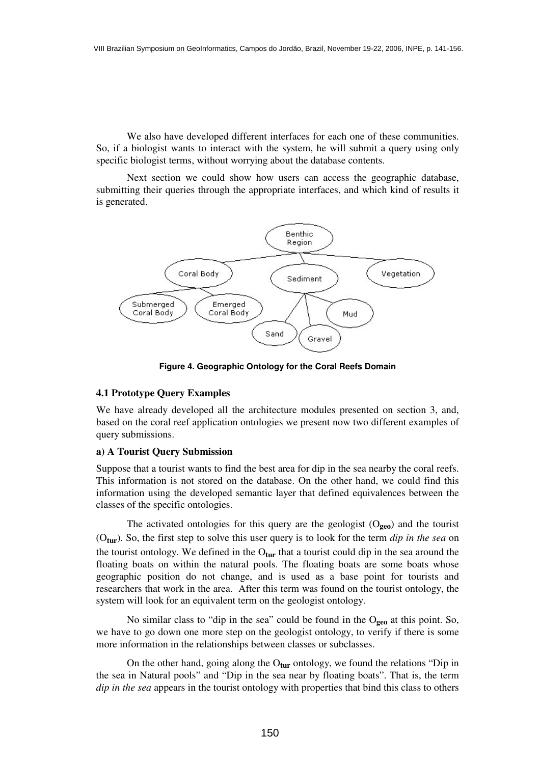We also have developed different interfaces for each one of these communities. So, if a biologist wants to interact with the system, he will submit a query using only specific biologist terms, without worrying about the database contents.

Next section we could show how users can access the geographic database, submitting their queries through the appropriate interfaces, and which kind of results it is generated.

**Figure 4. Geographic Ontology for the Coral Reefs Domain**

### 4.1 Prototype Query Examples

We have already developed all the architecture modules presented on section 3, and, based on the coral reef application ontologies we present now two different examples of query submissions.

#### a) A Tourist Query Submission

Suppose that a tourist wants to find the best area for dip in the sea nearby the coral reefs. This information is not stored on the database. On the other hand, we could find this information using the developed semantic layer that defined equivalences between the classes of the specific ontologies.

The activated ontologies for this query are the geologist ($O_{geo}$) and the tourist ($O_{tur}$). So, the first step to solve this user query is to look for the term *dip in the sea* on the tourist ontology. We defined in the $O_{tur}$ that a tourist could dip in the sea around the floating boats on within the natural pools. The floating boats are some boats whose geographic position do not change, and is used as a base point for tourists and researchers that work in the area. After this term was found on the tourist ontology, the system will look for an equivalent term on the geologist ontology.

No similar class to "dip in the sea" could be found in the $O_{geo}$ at this point. So, we have to go down one more step on the geologist ontology, to verify if there is some more information in the relationships between classes or subclasses.

On the other hand, going along the $O_{tur}$ ontology, we found the relations "Dip in the sea in Natural pools" and "Dip in the sea near by floating boats". That is, the term *dip in the sea* appears in the tourist ontology with properties that bind this class to others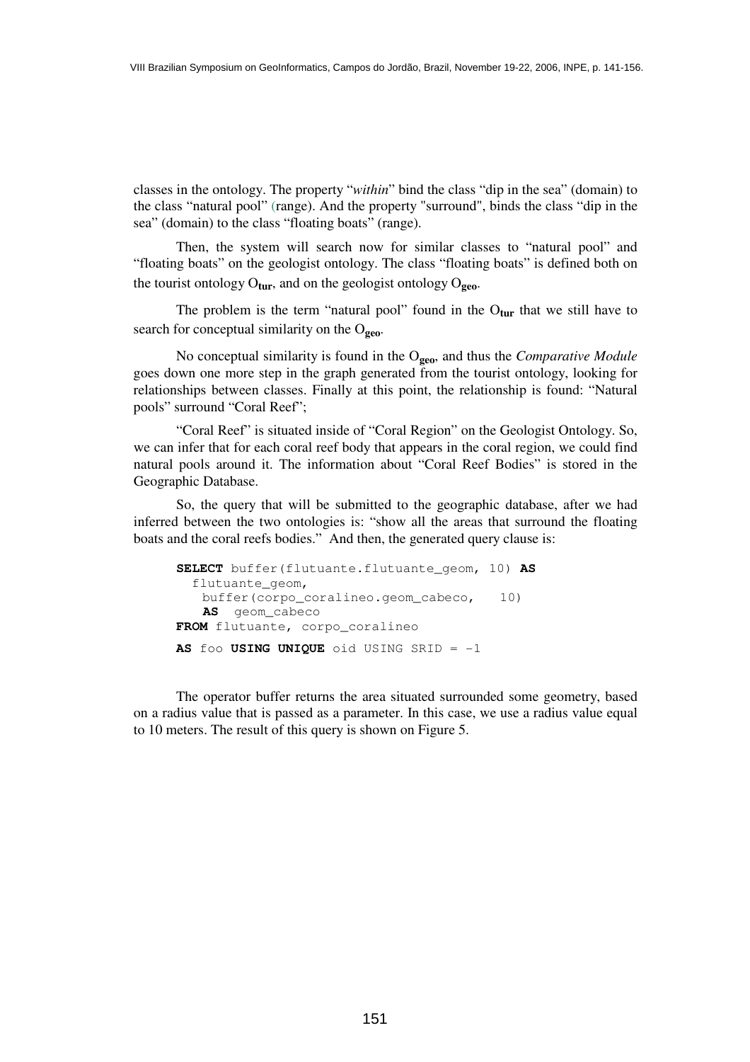classes in the ontology. The property "*within*" bind the class "dip in the sea" (domain) to the class "natural pool" (range). And the property "surround", binds the class "dip in the sea" (domain) to the class "floating boats" (range).

Then, the system will search now for similar classes to "natural pool" and "floating boats" on the geologist ontology. The class "floating boats" is defined both on the tourist ontology $O_{\mathbf{tur}}$, and on the geologist ontology $O_{\mathbf{geo}}$.

The problem is the term "natural pool" found in the $O_{\mathbf{tur}}$ that we still have to search for conceptual similarity on the $O_{\mathbf{geo}}$.

No conceptual similarity is found in the $O_{\mathbf{geo}}$, and thus the *Comparative Module* goes down one more step in the graph generated from the tourist ontology, looking for relationships between classes. Finally at this point, the relationship is found: "Natural pools" surround "Coral Reef";

"Coral Reef" is situated inside of "Coral Region" on the Geologist Ontology. So, we can infer that for each coral reef body that appears in the coral region, we could find natural pools around it. The information about "Coral Reef Bodies" is stored in the Geographic Database.

So, the query that will be submitted to the geographic database, after we had inferred between the two ontologies is: "show all the areas that surround the floating boats and the coral reefs bodies." And then, the generated query clause is:

```
SELECT buffer(flutuante.flutuante_geom, 10) AS
  flutuante_geom,
   buffer(corpo_coralineo.geom_cabeco,   10)
   AS  geom_cabeco
FROM flutuante, corpo_coralineo
AS foo USING UNIQUE oid USING SRID = -1
```

The operator buffer returns the area situated surrounded some geometry, based on a radius value that is passed as a parameter. In this case, we use a radius value equal to 10 meters. The result of this query is shown on Figure 5.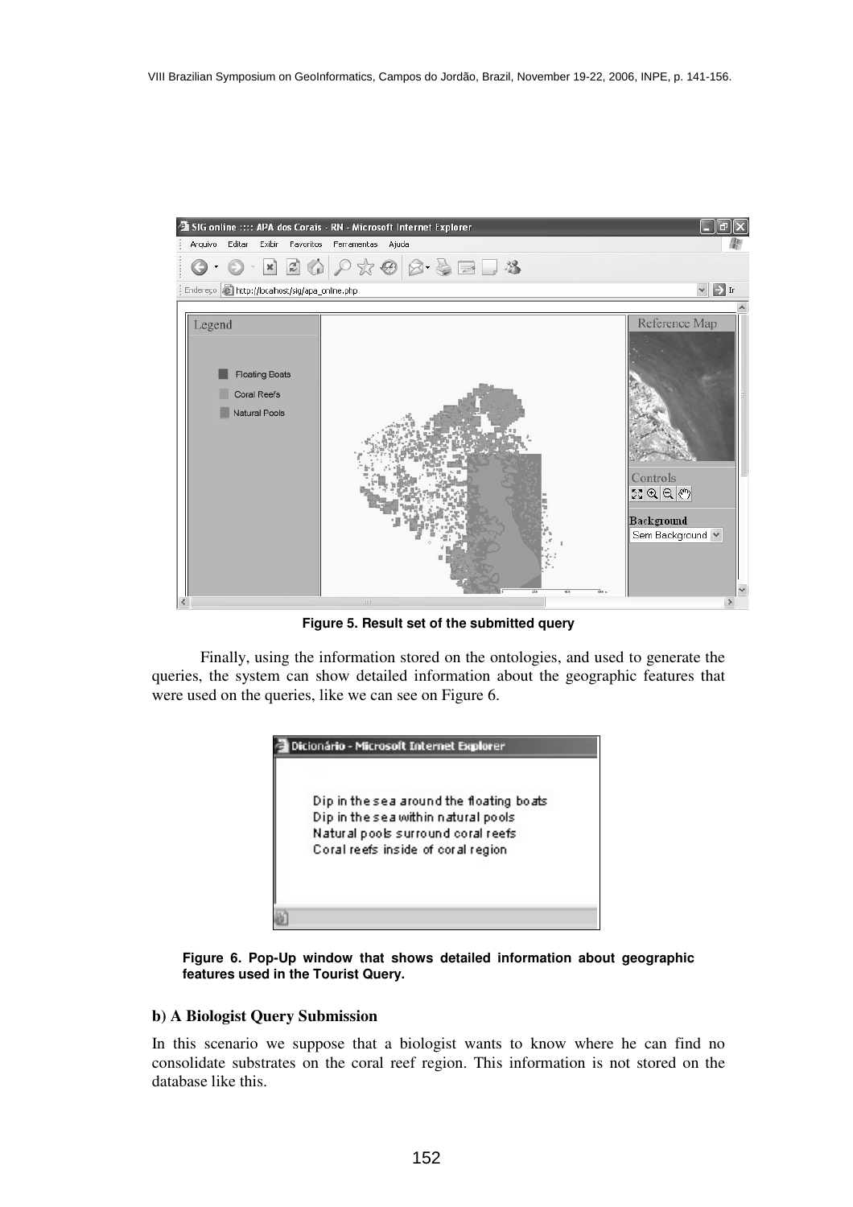**Figure 5. Result set of the submitted query**

Finally, using the information stored on the ontologies, and used to generate the queries, the system can show detailed information about the geographic features that were used on the queries, like we can see on Figure 6.

**Figure 6. Pop-Up window that shows detailed information about geographic features used in the Tourist Query.**

### b) A Biologist Query Submission

In this scenario we suppose that a biologist wants to know where he can find no consolidate substrates on the coral reef region. This information is not stored on the database like this.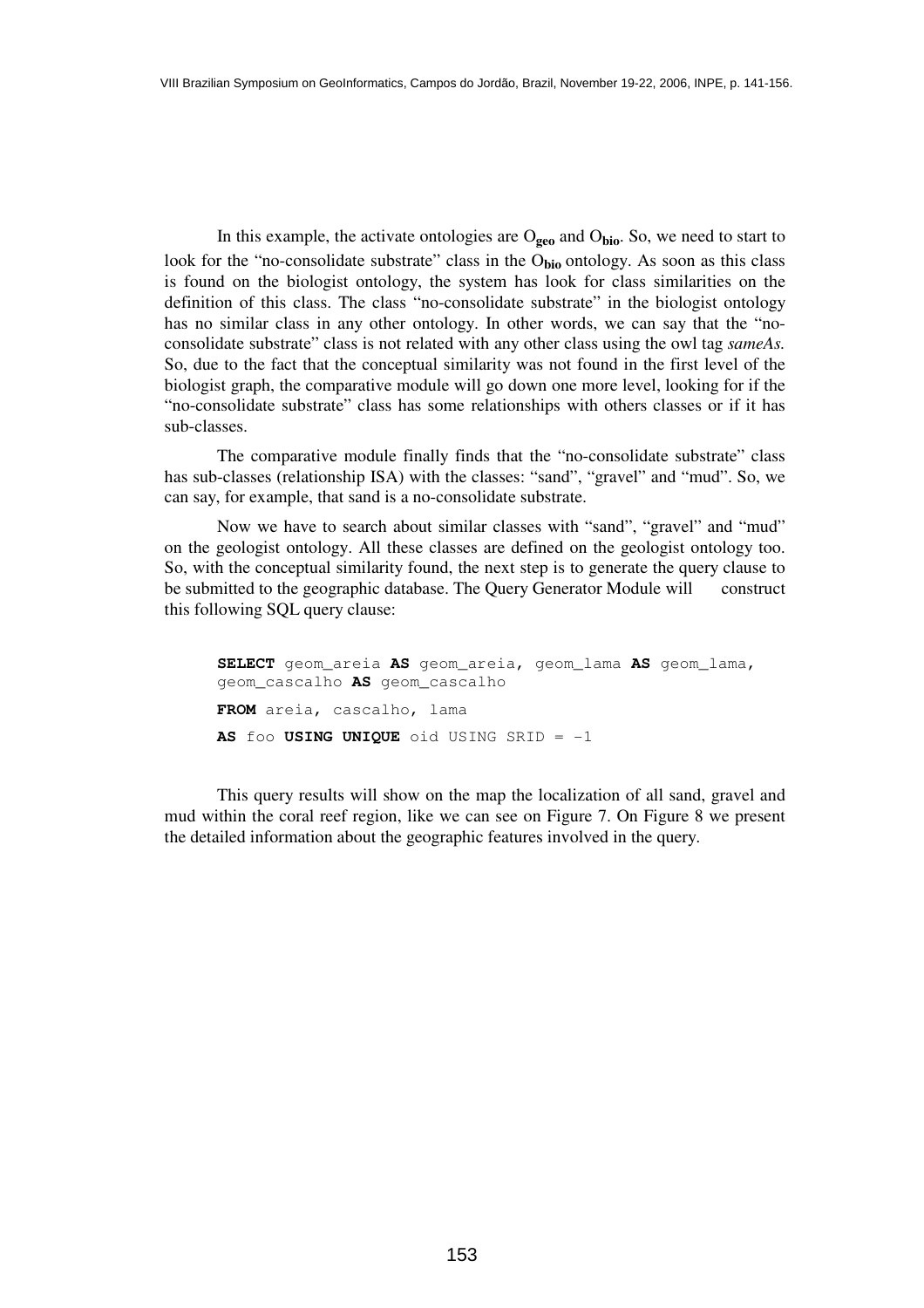In this example, the activate ontologies are $O_{geo}$ and $O_{bio}$. So, we need to start to look for the "no-consolidate substrate" class in the $O_{bio}$ ontology. As soon as this class is found on the biologist ontology, the system has look for class similarities on the definition of this class. The class "no-consolidate substrate" in the biologist ontology has no similar class in any other ontology. In other words, we can say that the "no-consolidate substrate" class is not related with any other class using the owl tag *sameAs.* So, due to the fact that the conceptual similarity was not found in the first level of the biologist graph, the comparative module will go down one more level, looking for if the "no-consolidate substrate" class has some relationships with others classes or if it has sub-classes.

The comparative module finally finds that the "no-consolidate substrate" class has sub-classes (relationship ISA) with the classes: "sand", "gravel" and "mud". So, we can say, for example, that sand is a no-consolidate substrate.

Now we have to search about similar classes with "sand", "gravel" and "mud" on the geologist ontology. All these classes are defined on the geologist ontology too. So, with the conceptual similarity found, the next step is to generate the query clause to be submitted to the geographic database. The Query Generator Module will construct this following SQL query clause:

```
SELECT geom_areia AS geom_areia, geom_lama AS geom_lama,
geom_cascalho AS geom_cascalho
FROM areia, cascalho, lama
AS foo USING UNIQUE oid USING SRID = -1
```

This query results will show on the map the localization of all sand, gravel and mud within the coral reef region, like we can see on Figure 7. On Figure 8 we present the detailed information about the geographic features involved in the query.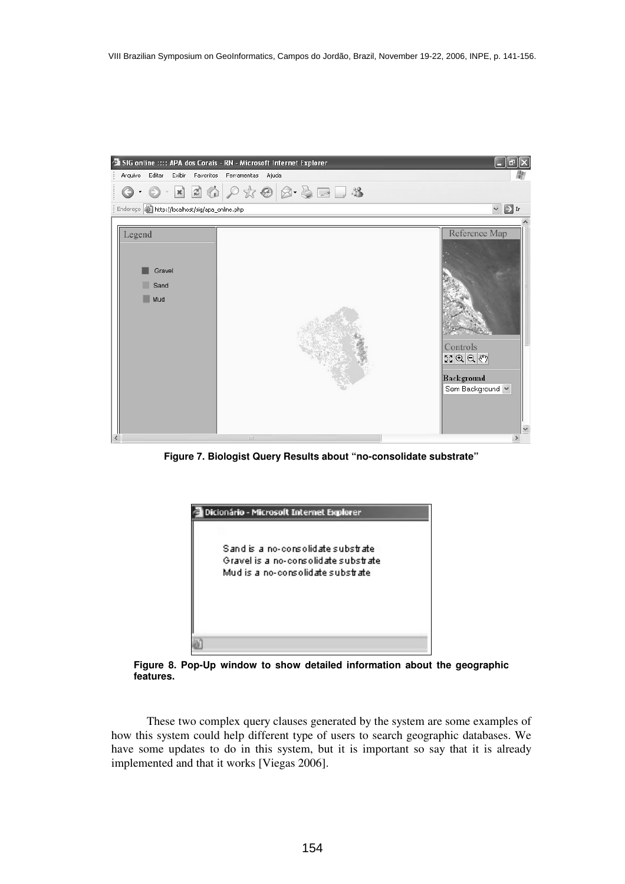**Figure 7. Biologist Query Results about "no-consolidate substrate"**

**Figure 8. Pop-Up window to show detailed information about the geographic features.**

These two complex query clauses generated by the system are some examples of how this system could help different type of users to search geographic databases. We have some updates to do in this system, but it is important so say that it is already implemented and that it works [Viegas 2006].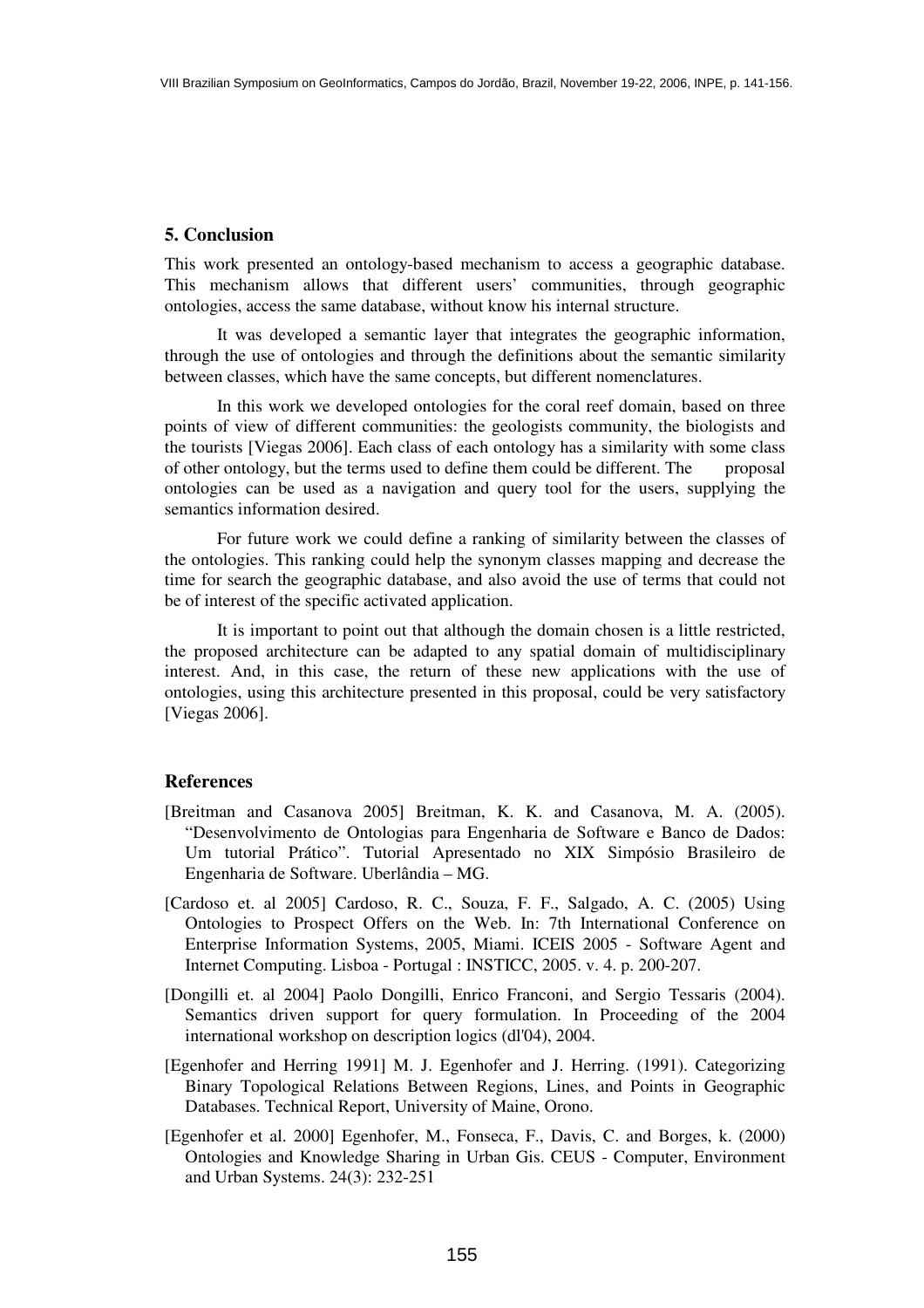## 5. Conclusion

This work presented an ontology-based mechanism to access a geographic database. This mechanism allows that different users' communities, through geographic ontologies, access the same database, without know his internal structure.

It was developed a semantic layer that integrates the geographic information, through the use of ontologies and through the definitions about the semantic similarity between classes, which have the same concepts, but different nomenclatures.

In this work we developed ontologies for the coral reef domain, based on three points of view of different communities: the geologists community, the biologists and the tourists [Viegas 2006]. Each class of each ontology has a similarity with some class of other ontology, but the terms used to define them could be different. The proposal ontologies can be used as a navigation and query tool for the users, supplying the semantics information desired.

For future work we could define a ranking of similarity between the classes of the ontologies. This ranking could help the synonym classes mapping and decrease the time for search the geographic database, and also avoid the use of terms that could not be of interest of the specific activated application.

It is important to point out that although the domain chosen is a little restricted, the proposed architecture can be adapted to any spatial domain of multidisciplinary interest. And, in this case, the return of these new applications with the use of ontologies, using this architecture presented in this proposal, could be very satisfactory [Viegas 2006].

## References

[Breitman and Casanova 2005] Breitman, K. K. and Casanova, M. A. (2005). "Desenvolvimento de Ontologias para Engenharia de Software e Banco de Dados: Um tutorial Prático". Tutorial Apresentado no XIX Simpósio Brasileiro de Engenharia de Software. Uberlândia – MG.

[Cardoso et. al 2005] Cardoso, R. C., Souza, F. F., Salgado, A. C. (2005) Using Ontologies to Prospect Offers on the Web. In: 7th International Conference on Enterprise Information Systems, 2005, Miami. ICEIS 2005 - Software Agent and Internet Computing. Lisboa - Portugal : INSTICC, 2005. v. 4. p. 200-207.

[Dongilli et. al 2004] Paolo Dongilli, Enrico Franconi, and Sergio Tessaris (2004). Semantics driven support for query formulation. In Proceeding of the 2004 international workshop on description logics (dl'04), 2004.

[Egenhofer and Herring 1991] M. J. Egenhofer and J. Herring. (1991). Categorizing Binary Topological Relations Between Regions, Lines, and Points in Geographic Databases. Technical Report, University of Maine, Orono.

[Egenhofer et al. 2000] Egenhofer, M., Fonseca, F., Davis, C. and Borges, k. (2000) Ontologies and Knowledge Sharing in Urban Gis. CEUS - Computer, Environment and Urban Systems. 24(3): 232-251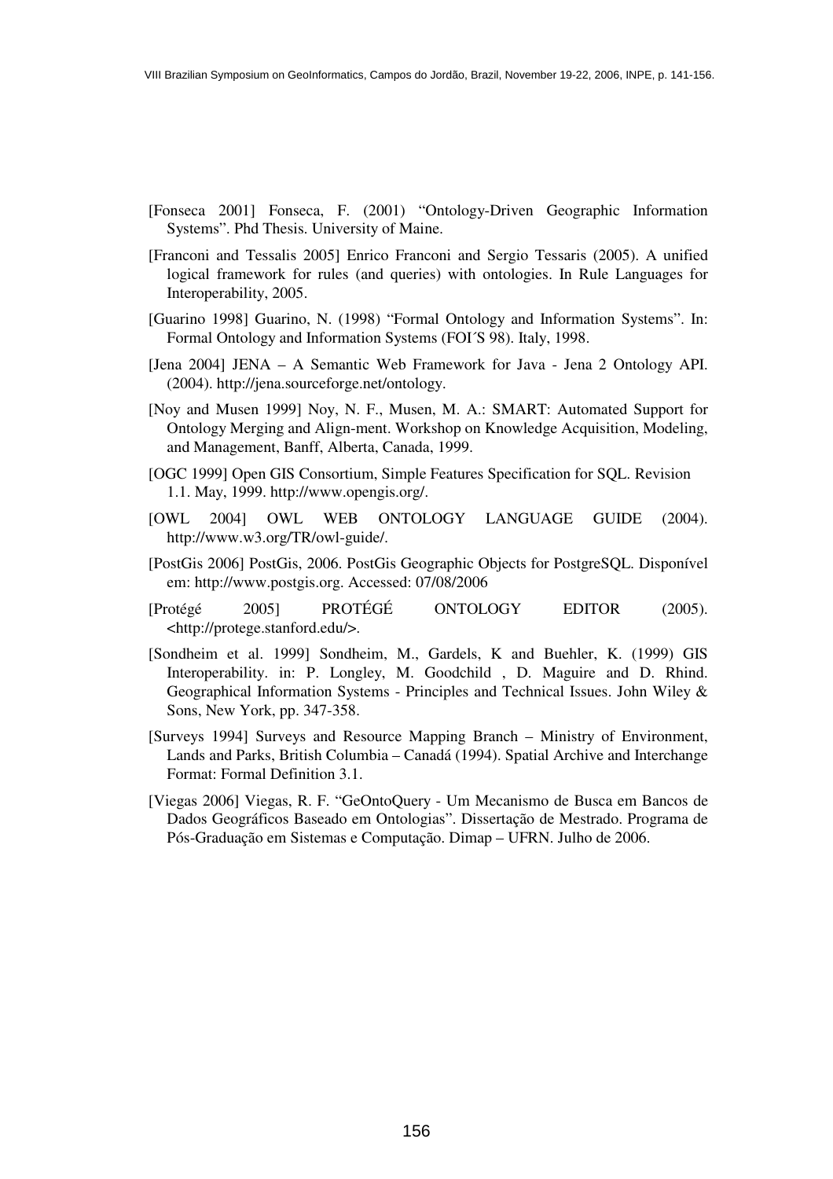[Fonseca 2001] Fonseca, F. (2001) "Ontology-Driven Geographic Information Systems". Phd Thesis. University of Maine.

[Franconi and Tessalis 2005] Enrico Franconi and Sergio Tessaris (2005). A unified logical framework for rules (and queries) with ontologies. In Rule Languages for Interoperability, 2005.

[Guarino 1998] Guarino, N. (1998) "Formal Ontology and Information Systems". In: Formal Ontology and Information Systems (FOI´S 98). Italy, 1998.

[Jena 2004] JENA – A Semantic Web Framework for Java - Jena 2 Ontology API. (2004). http://jena.sourceforge.net/ontology.

[Noy and Musen 1999] Noy, N. F., Musen, M. A.: SMART: Automated Support for Ontology Merging and Align-ment. Workshop on Knowledge Acquisition, Modeling, and Management, Banff, Alberta, Canada, 1999.

[OGC 1999] Open GIS Consortium, Simple Features Specification for SQL. Revision 1.1. May, 1999. http://www.opengis.org/.

[OWL 2004] OWL WEB ONTOLOGY LANGUAGE GUIDE (2004). http://www.w3.org/TR/owl-guide/.

[PostGis 2006] PostGis, 2006. PostGis Geographic Objects for PostgreSQL. Disponível em: http://www.postgis.org. Accessed: 07/08/2006

[Protégé 2005] PROTÉGÉ ONTOLOGY EDITOR (2005). <http://protege.stanford.edu/>.

[Sondheim et al. 1999] Sondheim, M., Gardels, K and Buehler, K. (1999) GIS Interoperability. in: P. Longley, M. Goodchild , D. Maguire and D. Rhind. Geographical Information Systems - Principles and Technical Issues. John Wiley & Sons, New York, pp. 347-358.

[Surveys 1994] Surveys and Resource Mapping Branch – Ministry of Environment, Lands and Parks, British Columbia – Canadá (1994). Spatial Archive and Interchange Format: Formal Definition 3.1.

[Viegas 2006] Viegas, R. F. "GeOntoQuery - Um Mecanismo de Busca em Bancos de Dados Geográficos Baseado em Ontologias". Dissertação de Mestrado. Programa de Pós-Graduação em Sistemas e Computação. Dimap – UFRN. Julho de 2006.